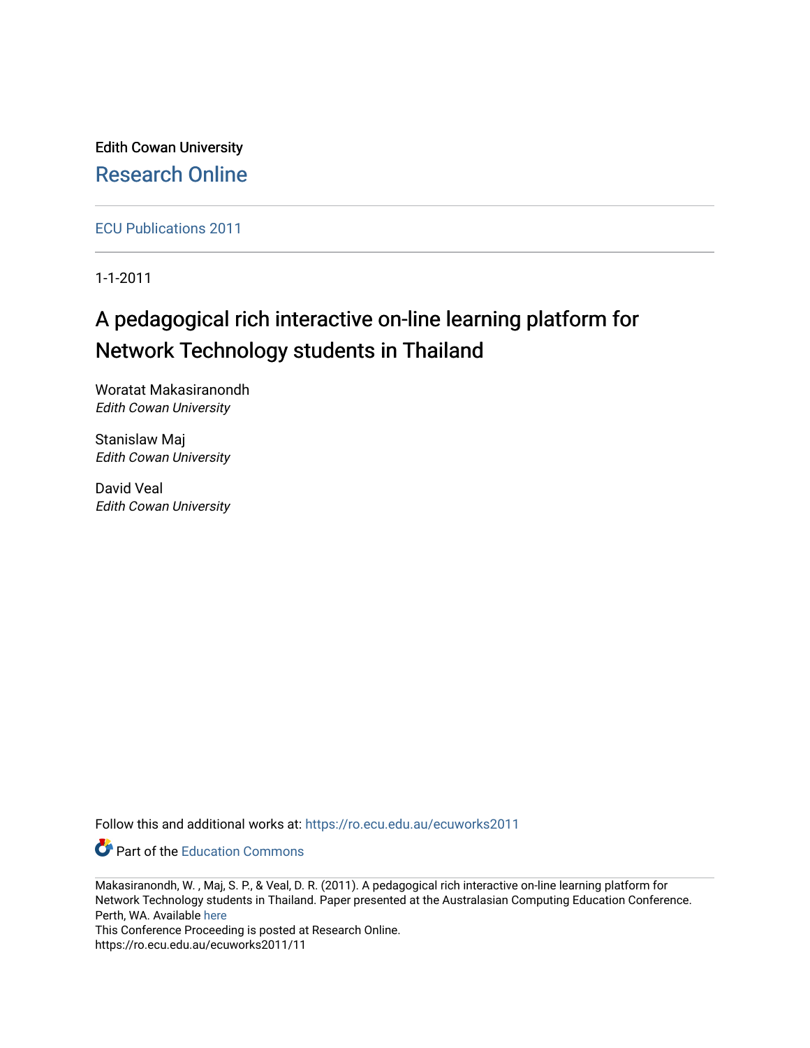Edith Cowan University

## Research Online

ECU Publications 2011

1-1-2011

# A pedagogical rich interactive on-line learning platform for Network Technology students in Thailand

Woratat Makasiranondh
*Edith Cowan University*

Stanislaw Maj
*Edith Cowan University*

David Veal
*Edith Cowan University*

Follow this and additional works at: https://ro.ecu.edu.au/ecuworks2011

Part of the Education Commons

Makasiranondh, W. , Maj, S. P., & Veal, D. R. (2011). A pedagogical rich interactive on-line learning platform for Network Technology students in Thailand. Paper presented at the Australasian Computing Education Conference. Perth, WA. Available here

This Conference Proceeding is posted at Research Online.
https://ro.ecu.edu.au/ecuworks2011/11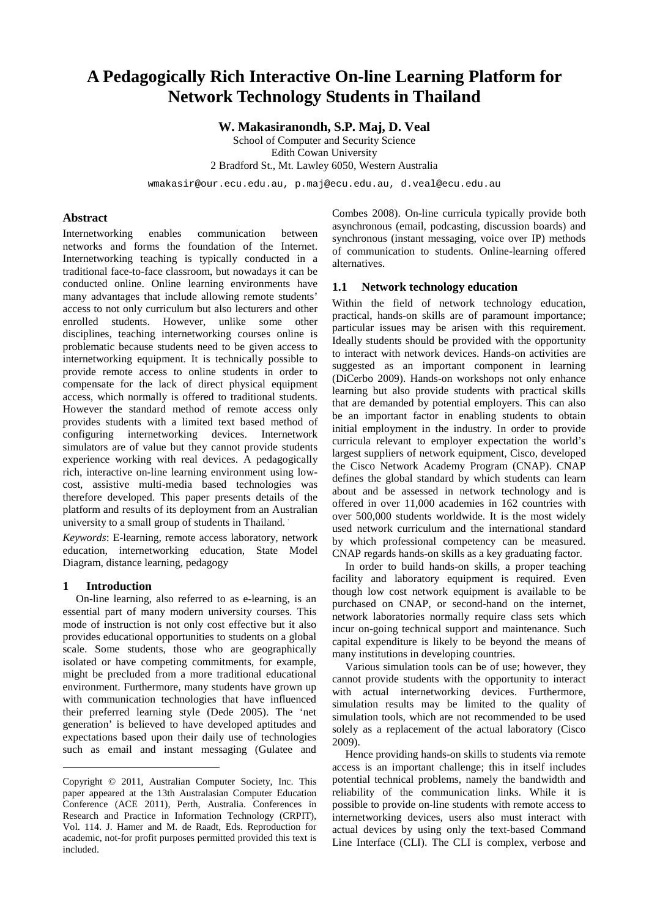# A Pedagogically Rich Interactive On-line Learning Platform for Network Technology Students in Thailand

**W. Makasiranondh, S.P. Maj, D. Veal**

School of Computer and Security Science
Edith Cowan University
2 Bradford St., Mt. Lawley 6050, Western Australia

wmakasir@our.ecu.edu.au, p.maj@ecu.edu.au, d.veal@ecu.edu.au

## Abstract

Internetworking enables communication between networks and forms the foundation of the Internet. Internetworking teaching is typically conducted in a traditional face-to-face classroom, but nowadays it can be conducted online. Online learning environments have many advantages that include allowing remote students' access to not only curriculum but also lecturers and other enrolled students. However, unlike some other disciplines, teaching internetworking courses online is problematic because students need to be given access to internetworking equipment. It is technically possible to provide remote access to online students in order to compensate for the lack of direct physical equipment access, which normally is offered to traditional students. However the standard method of remote access only provides students with a limited text based method of configuring internetworking devices. Internetwork simulators are of value but they cannot provide students experience working with real devices. A pedagogically rich, interactive on-line learning environment using low-cost, assistive multi-media based technologies was therefore developed. This paper presents details of the platform and results of its deployment from an Australian university to a small group of students in Thailand.

*Keywords*: E-learning, remote access laboratory, network education, internetworking education, State Model Diagram, distance learning, pedagogy

## 1 Introduction

On-line learning, also referred to as e-learning, is an essential part of many modern university courses. This mode of instruction is not only cost effective but it also provides educational opportunities to students on a global scale. Some students, those who are geographically isolated or have competing commitments, for example, might be precluded from a more traditional educational environment. Furthermore, many students have grown up with communication technologies that have influenced their preferred learning style (Dede 2005). The 'net generation' is believed to have developed aptitudes and expectations based upon their daily use of technologies such as email and instant messaging (Gulatee and Combes 2008). On-line curricula typically provide both asynchronous (email, podcasting, discussion boards) and synchronous (instant messaging, voice over IP) methods of communication to students. Online-learning offered alternatives.

Copyright © 2011, Australian Computer Society, Inc. This paper appeared at the 13th Australasian Computer Education Conference (ACE 2011), Perth, Australia. Conferences in Research and Practice in Information Technology (CRPIT), Vol. 114. J. Hamer and M. de Raadt, Eds. Reproduction for academic, not-for profit purposes permitted provided this text is included.

### 1.1 Network technology education

Within the field of network technology education, practical, hands-on skills are of paramount importance; particular issues may be arisen with this requirement. Ideally students should be provided with the opportunity to interact with network devices. Hands-on activities are suggested as an important component in learning (DiCerbo 2009). Hands-on workshops not only enhance learning but also provide students with practical skills that are demanded by potential employers. This can also be an important factor in enabling students to obtain initial employment in the industry. In order to provide curricula relevant to employer expectation the world's largest suppliers of network equipment, Cisco, developed the Cisco Network Academy Program (CNAP). CNAP defines the global standard by which students can learn about and be assessed in network technology and is offered in over 11,000 academies in 162 countries with over 500,000 students worldwide. It is the most widely used network curriculum and the international standard by which professional competency can be measured. CNAP regards hands-on skills as a key graduating factor.

In order to build hands-on skills, a proper teaching facility and laboratory equipment is required. Even though low cost network equipment is available to be purchased on CNAP, or second-hand on the internet, network laboratories normally require class sets which incur on-going technical support and maintenance. Such capital expenditure is likely to be beyond the means of many institutions in developing countries.

Various simulation tools can be of use; however, they cannot provide students with the opportunity to interact with actual internetworking devices. Furthermore, simulation results may be limited to the quality of simulation tools, which are not recommended to be used solely as a replacement of the actual laboratory (Cisco 2009).

Hence providing hands-on skills to students via remote access is an important challenge; this in itself includes potential technical problems, namely the bandwidth and reliability of the communication links. While it is possible to provide on-line students with remote access to internetworking devices, users also must interact with actual devices by using only the text-based Command Line Interface (CLI). The CLI is complex, verbose and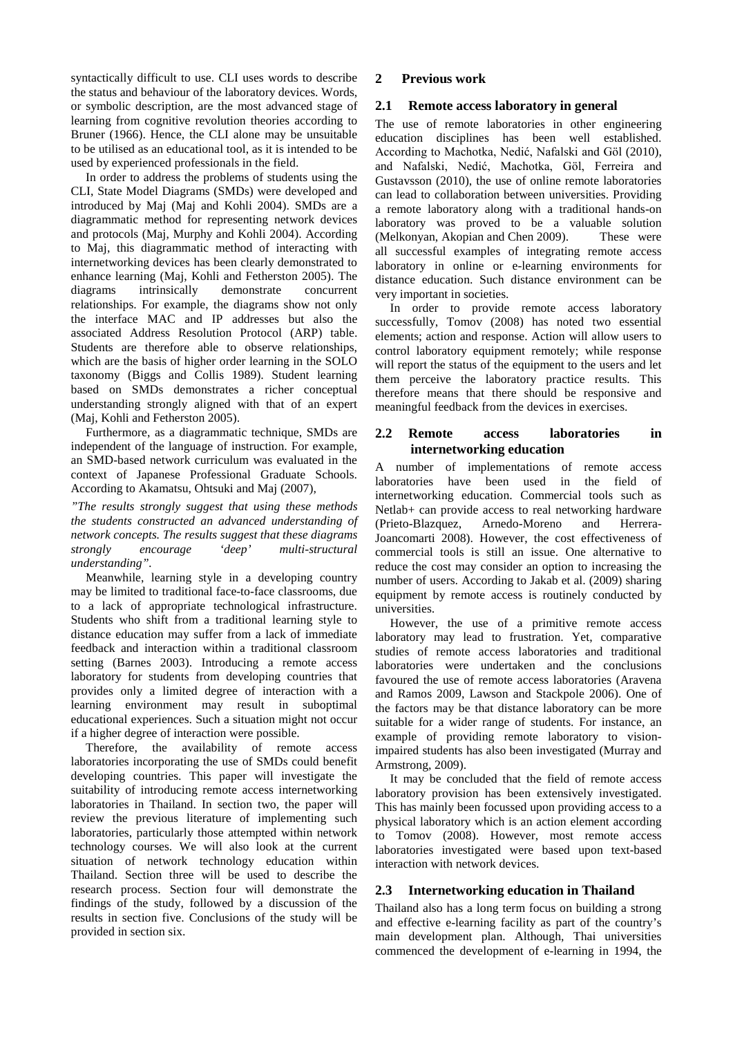syntactically difficult to use. CLI uses words to describe the status and behaviour of the laboratory devices. Words, or symbolic description, are the most advanced stage of learning from cognitive revolution theories according to Bruner (1966). Hence, the CLI alone may be unsuitable to be utilised as an educational tool, as it is intended to be used by experienced professionals in the field.

In order to address the problems of students using the CLI, State Model Diagrams (SMDs) were developed and introduced by Maj (Maj and Kohli 2004). SMDs are a diagrammatic method for representing network devices and protocols (Maj, Murphy and Kohli 2004). According to Maj, this diagrammatic method of interacting with internetworking devices has been clearly demonstrated to enhance learning (Maj, Kohli and Fetherston 2005). The diagrams intrinsically demonstrate concurrent relationships. For example, the diagrams show not only the interface MAC and IP addresses but also the associated Address Resolution Protocol (ARP) table. Students are therefore able to observe relationships, which are the basis of higher order learning in the SOLO taxonomy (Biggs and Collis 1989). Student learning based on SMDs demonstrates a richer conceptual understanding strongly aligned with that of an expert (Maj, Kohli and Fetherston 2005).

Furthermore, as a diagrammatic technique, SMDs are independent of the language of instruction. For example, an SMD-based network curriculum was evaluated in the context of Japanese Professional Graduate Schools. According to Akamatsu, Ohtsuki and Maj (2007),

*"The results strongly suggest that using these methods the students constructed an advanced understanding of network concepts. The results suggest that these diagrams strongly encourage 'deep' multi-structural understanding".*

Meanwhile, learning style in a developing country may be limited to traditional face-to-face classrooms, due to a lack of appropriate technological infrastructure. Students who shift from a traditional learning style to distance education may suffer from a lack of immediate feedback and interaction within a traditional classroom setting (Barnes 2003). Introducing a remote access laboratory for students from developing countries that provides only a limited degree of interaction with a learning environment may result in suboptimal educational experiences. Such a situation might not occur if a higher degree of interaction were possible.

Therefore, the availability of remote access laboratories incorporating the use of SMDs could benefit developing countries. This paper will investigate the suitability of introducing remote access internetworking laboratories in Thailand. In section two, the paper will review the previous literature of implementing such laboratories, particularly those attempted within network technology courses. We will also look at the current situation of network technology education within Thailand. Section three will be used to describe the research process. Section four will demonstrate the findings of the study, followed by a discussion of the results in section five. Conclusions of the study will be provided in section six.

## 2 Previous work

### 2.1 Remote access laboratory in general

The use of remote laboratories in other engineering education disciplines has been well established. According to Machotka, Nedić, Nafalski and Göl (2010), and Nafalski, Nedić, Machotka, Göl, Ferreira and Gustavsson (2010), the use of online remote laboratories can lead to collaboration between universities. Providing a remote laboratory along with a traditional hands-on laboratory was proved to be a valuable solution (Melkonyan, Akopian and Chen 2009). These were all successful examples of integrating remote access laboratory in online or e-learning environments for distance education. Such distance environment can be very important in societies.

In order to provide remote access laboratory successfully, Tomov (2008) has noted two essential elements; action and response. Action will allow users to control laboratory equipment remotely; while response will report the status of the equipment to the users and let them perceive the laboratory practice results. This therefore means that there should be responsive and meaningful feedback from the devices in exercises.

### 2.2 Remote access laboratories in internetworking education

A number of implementations of remote access laboratories have been used in the field of internetworking education. Commercial tools such as Netlab+ can provide access to real networking hardware (Prieto-Blazquez, Arnedo-Moreno and Herrera-Joancomarti 2008). However, the cost effectiveness of commercial tools is still an issue. One alternative to reduce the cost may consider an option to increasing the number of users. According to Jakab et al. (2009) sharing equipment by remote access is routinely conducted by universities.

However, the use of a primitive remote access laboratory may lead to frustration. Yet, comparative studies of remote access laboratories and traditional laboratories were undertaken and the conclusions favoured the use of remote access laboratories (Aravena and Ramos 2009, Lawson and Stackpole 2006). One of the factors may be that distance laboratory can be more suitable for a wider range of students. For instance, an example of providing remote laboratory to vision-impaired students has also been investigated (Murray and Armstrong, 2009).

It may be concluded that the field of remote access laboratory provision has been extensively investigated. This has mainly been focussed upon providing access to a physical laboratory which is an action element according to Tomov (2008). However, most remote access laboratories investigated were based upon text-based interaction with network devices.

### 2.3 Internetworking education in Thailand

Thailand also has a long term focus on building a strong and effective e-learning facility as part of the country's main development plan. Although, Thai universities commenced the development of e-learning in 1994, the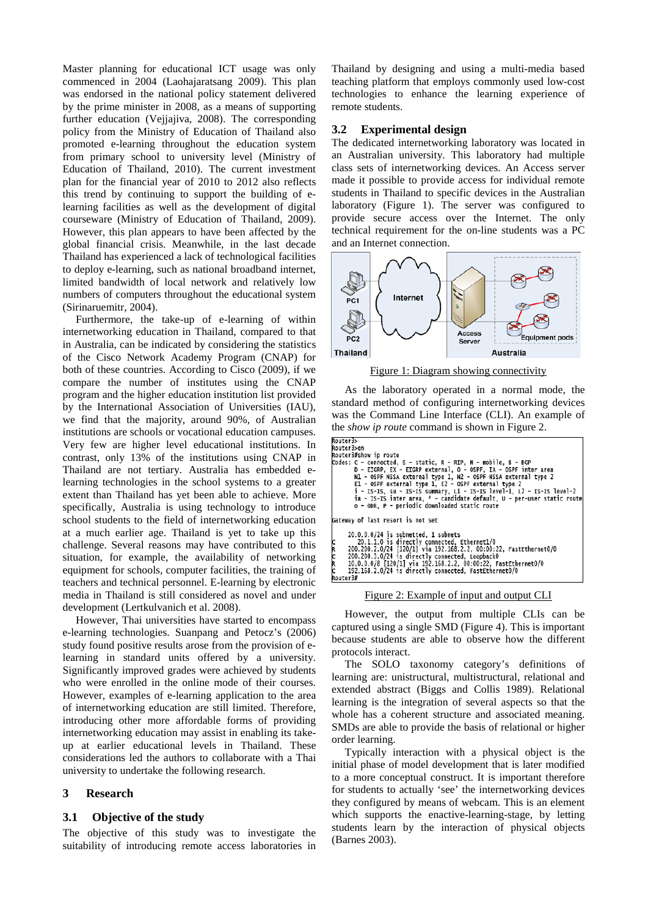Master planning for educational ICT usage was only commenced in 2004 (Laohajaratsang 2009). This plan was endorsed in the national policy statement delivered by the prime minister in 2008, as a means of supporting further education (Vejjajiva, 2008). The corresponding policy from the Ministry of Education of Thailand also promoted e-learning throughout the education system from primary school to university level (Ministry of Education of Thailand, 2010). The current investment plan for the financial year of 2010 to 2012 also reflects this trend by continuing to support the building of e-learning facilities as well as the development of digital courseware (Ministry of Education of Thailand, 2009). However, this plan appears to have been affected by the global financial crisis. Meanwhile, in the last decade Thailand has experienced a lack of technological facilities to deploy e-learning, such as national broadband internet, limited bandwidth of local network and relatively low numbers of computers throughout the educational system (Sirinaruemitr, 2004).

Furthermore, the take-up of e-learning of within internetworking education in Thailand, compared to that in Australia, can be indicated by considering the statistics of the Cisco Network Academy Program (CNAP) for both of these countries. According to Cisco (2009), if we compare the number of institutes using the CNAP program and the higher education institution list provided by the International Association of Universities (IAU), we find that the majority, around 90%, of Australian institutions are schools or vocational education campuses. Very few are higher level educational institutions. In contrast, only 13% of the institutions using CNAP in Thailand are not tertiary. Australia has embedded e-learning technologies in the school systems to a greater extent than Thailand has yet been able to achieve. More specifically, Australia is using technology to introduce school students to the field of internetworking education at a much earlier age. Thailand is yet to take up this challenge. Several reasons may have contributed to this situation, for example, the availability of networking equipment for schools, computer facilities, the training of teachers and technical personnel. E-learning by electronic media in Thailand is still considered as novel and under development (Lertkulvanich et al. 2008).

However, Thai universities have started to encompass e-learning technologies. Suanpang and Petocz's (2006) study found positive results arose from the provision of e-learning in standard units offered by a university. Significantly improved grades were achieved by students who were enrolled in the online mode of their courses. However, examples of e-learning application to the area of internetworking education are still limited. Therefore, introducing other more affordable forms of providing internetworking education may assist in enabling its take-up at earlier educational levels in Thailand. These considerations led the authors to collaborate with a Thai university to undertake the following research.

## 3 Research

### 3.1 Objective of the study

The objective of this study was to investigate the suitability of introducing remote access laboratories in Thailand by designing and using a multi-media based teaching platform that employs commonly used low-cost technologies to enhance the learning experience of remote students.

### 3.2 Experimental design

The dedicated internetworking laboratory was located in an Australian university. This laboratory had multiple class sets of internetworking devices. An Access server made it possible to provide access for individual remote students in Thailand to specific devices in the Australian laboratory (Figure 1). The server was configured to provide secure access over the Internet. The only technical requirement for the on-line students was a PC and an Internet connection.

PC1
PC2
Thailand
Internet
Access Server
Equipment pods
Australia

Figure 1: Diagram showing connectivity

As the laboratory operated in a normal mode, the standard method of configuring internetworking devices was the Command Line Interface (CLI). An example of the *show ip route* command is shown in Figure 2.

```
Router3>
Router3>en
Router3#show ip route
Codes: C - connected, S - static, R - RIP, M - mobile, B - BGP
       D - EIGRP, EX - EIGRP external, O - OSPF, IA - OSPF inter area
       N1 - OSPF NSSA external type 1, N2 - OSPF NSSA external type 2
       E1 - OSPF external type 1, E2 - OSPF external type 2
       i - IS-IS, su - IS-IS summary, L1 - IS-IS level-1, L2 - IS-IS level-2
       ia - IS-IS inter area, * - candidate default, U - per-user static route
       o - ODR, P - periodic downloaded static route

Gateway of last resort is not set

     20.0.0.0/24 is subnetted, 1 subnets
C       20.1.1.0 is directly connected, Ethernet1/0
R    200.200.2.0/24 [120/1] via 192.168.2.2, 00:00:22, FastEthernet0/0
C    200.200.3.0/24 is directly connected, Loopback0
R    10.0.0.0/8 [120/1] via 192.168.2.2, 00:00:22, FastEthernet0/0
C    192.168.2.0/24 is directly connected, FastEthernet0/0
Router3#
```

Figure 2: Example of input and output CLI

However, the output from multiple CLIs can be captured using a single SMD (Figure 4). This is important because students are able to observe how the different protocols interact.

The SOLO taxonomy category's definitions of learning are: unistructural, multistructural, relational and extended abstract (Biggs and Collis 1989). Relational learning is the integration of several aspects so that the whole has a coherent structure and associated meaning. SMDs are able to provide the basis of relational or higher order learning.

Typically interaction with a physical object is the initial phase of model development that is later modified to a more conceptual construct. It is important therefore for students to actually 'see' the internetworking devices they configured by means of webcam. This is an element which supports the enactive-learning-stage, by letting students learn by the interaction of physical objects (Barnes 2003).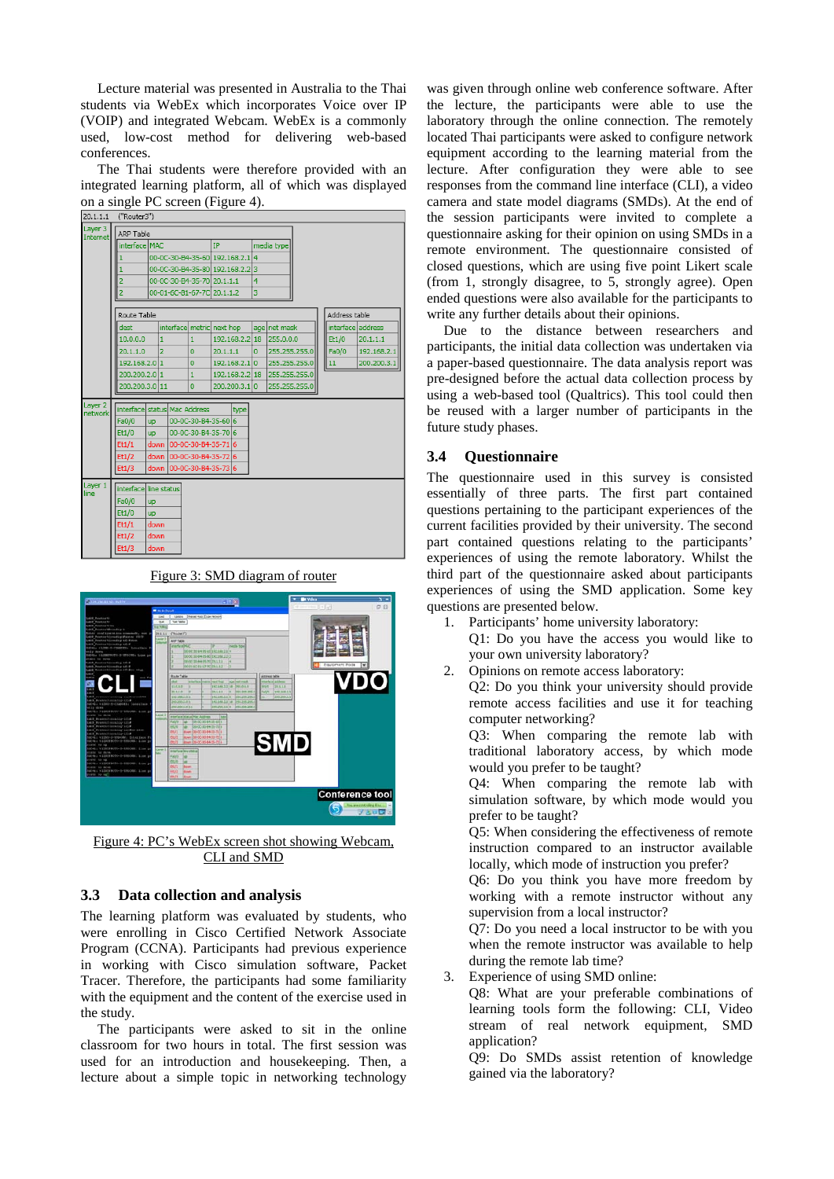Lecture material was presented in Australia to the Thai students via WebEx which incorporates Voice over IP (VOIP) and integrated Webcam. WebEx is a commonly used, low-cost method for delivering web-based conferences.

The Thai students were therefore provided with an integrated learning platform, all of which was displayed on a single PC screen (Figure 4).

Figure 3: SMD diagram of router

Figure 4: PC's WebEx screen shot showing Webcam, CLI and SMD

### 3.3 Data collection and analysis

The learning platform was evaluated by students, who were enrolling in Cisco Certified Network Associate Program (CCNA). Participants had previous experience in working with Cisco simulation software, Packet Tracer. Therefore, the participants had some familiarity with the equipment and the content of the exercise used in the study.

The participants were asked to sit in the online classroom for two hours in total. The first session was used for an introduction and housekeeping. Then, a lecture about a simple topic in networking technology was given through online web conference software. After the lecture, the participants were able to use the laboratory through the online connection. The remotely located Thai participants were asked to configure network equipment according to the learning material from the lecture. After configuration they were able to see responses from the command line interface (CLI), a video camera and state model diagrams (SMDs). At the end of the session participants were invited to complete a questionnaire asking for their opinion on using SMDs in a remote environment. The questionnaire consisted of closed questions, which are using five point Likert scale (from 1, strongly disagree, to 5, strongly agree). Open ended questions were also available for the participants to write any further details about their opinions.

Due to the distance between researchers and participants, the initial data collection was undertaken via a paper-based questionnaire. The data analysis report was pre-designed before the actual data collection process by using a web-based tool (Qualtrics). This tool could then be reused with a larger number of participants in the future study phases.

### 3.4 Questionnaire

The questionnaire used in this survey is consisted essentially of three parts. The first part contained questions pertaining to the participant experiences of the current facilities provided by their university. The second part contained questions relating to the participants' experiences of using the remote laboratory. Whilst the third part of the questionnaire asked about participants experiences of using the SMD application. Some key questions are presented below.

1. Participants' home university laboratory:
   Q1: Do you have the access you would like to your own university laboratory?
2. Opinions on remote access laboratory:
   Q2: Do you think your university should provide remote access facilities and use it for teaching computer networking?
   Q3: When comparing the remote lab with traditional laboratory access, by which mode would you prefer to be taught?
   Q4: When comparing the remote lab with simulation software, by which mode would you prefer to be taught?
   Q5: When considering the effectiveness of remote instruction compared to an instructor available locally, which mode of instruction you prefer?
   Q6: Do you think you have more freedom by working with a remote instructor without any supervision from a local instructor?
   Q7: Do you need a local instructor to be with you when the remote instructor was available to help during the remote lab time?
3. Experience of using SMD online:
   Q8: What are your preferable combinations of learning tools form the following: CLI, Video stream of real network equipment, SMD application?
   Q9: Do SMDs assist retention of knowledge gained via the laboratory?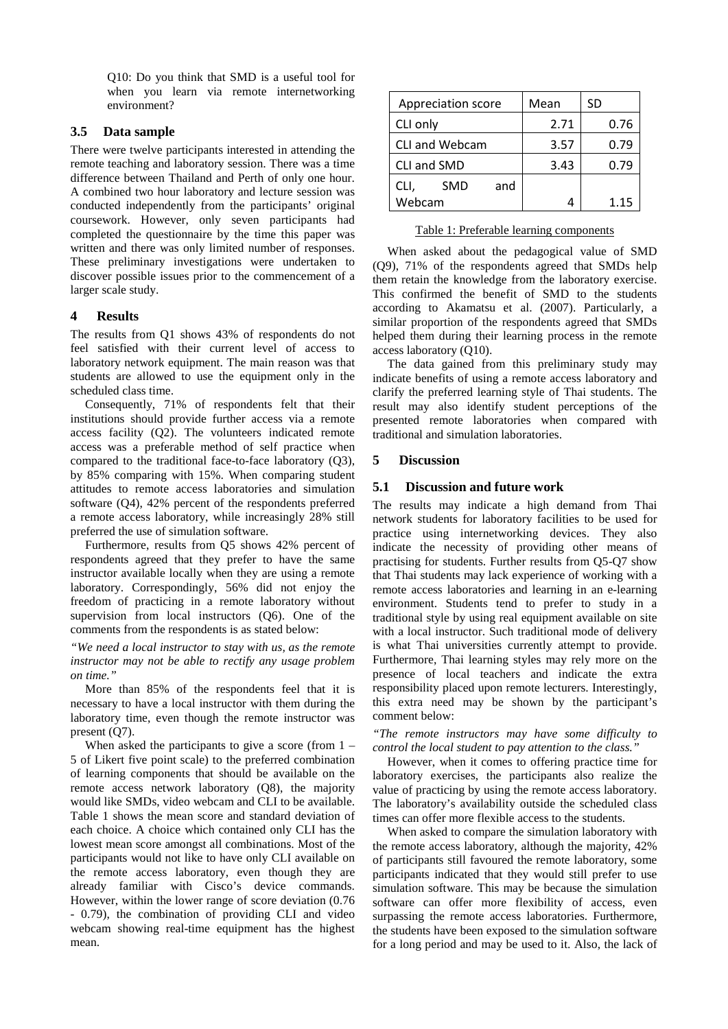Q10: Do you think that SMD is a useful tool for when you learn via remote internetworking environment?

### 3.5 Data sample

There were twelve participants interested in attending the remote teaching and laboratory session. There was a time difference between Thailand and Perth of only one hour. A combined two hour laboratory and lecture session was conducted independently from the participants' original coursework. However, only seven participants had completed the questionnaire by the time this paper was written and there was only limited number of responses. These preliminary investigations were undertaken to discover possible issues prior to the commencement of a larger scale study.

## 4 Results

The results from Q1 shows 43% of respondents do not feel satisfied with their current level of access to laboratory network equipment. The main reason was that students are allowed to use the equipment only in the scheduled class time.

Consequently, 71% of respondents felt that their institutions should provide further access via a remote access facility (Q2). The volunteers indicated remote access was a preferable method of self practice when compared to the traditional face-to-face laboratory (Q3), by 85% comparing with 15%. When comparing student attitudes to remote access laboratories and simulation software (Q4), 42% percent of the respondents preferred a remote access laboratory, while increasingly 28% still preferred the use of simulation software.

Furthermore, results from Q5 shows 42% percent of respondents agreed that they prefer to have the same instructor available locally when they are using a remote laboratory. Correspondingly, 56% did not enjoy the freedom of practicing in a remote laboratory without supervision from local instructors (Q6). One of the comments from the respondents is as stated below:

*"We need a local instructor to stay with us, as the remote instructor may not be able to rectify any usage problem on time."*

More than 85% of the respondents feel that it is necessary to have a local instructor with them during the laboratory time, even though the remote instructor was present (Q7).

When asked the participants to give a score (from 1 – 5 of Likert five point scale) to the preferred combination of learning components that should be available on the remote access network laboratory (Q8), the majority would like SMDs, video webcam and CLI to be available. Table 1 shows the mean score and standard deviation of each choice. A choice which contained only CLI has the lowest mean score amongst all combinations. Most of the participants would not like to have only CLI available on the remote access laboratory, even though they are already familiar with Cisco's device commands. However, within the lower range of score deviation (0.76 - 0.79), the combination of providing CLI and video webcam showing real-time equipment has the highest mean.

| Appreciation score | Mean | SD |
|---|---|---|
| CLI only | 2.71 | 0.76 |
| CLI and Webcam | 3.57 | 0.79 |
| CLI and SMD | 3.43 | 0.79 |
| CLI, SMD and Webcam | 4 | 1.15 |

Table 1: Preferable learning components

When asked about the pedagogical value of SMD (Q9), 71% of the respondents agreed that SMDs help them retain the knowledge from the laboratory exercise. This confirmed the benefit of SMD to the students according to Akamatsu et al. (2007). Particularly, a similar proportion of the respondents agreed that SMDs helped them during their learning process in the remote access laboratory (Q10).

The data gained from this preliminary study may indicate benefits of using a remote access laboratory and clarify the preferred learning style of Thai students. The result may also identify student perceptions of the presented remote laboratories when compared with traditional and simulation laboratories.

## 5 Discussion

### 5.1 Discussion and future work

The results may indicate a high demand from Thai network students for laboratory facilities to be used for practice using internetworking devices. They also indicate the necessity of providing other means of practising for students. Further results from Q5-Q7 show that Thai students may lack experience of working with a remote access laboratories and learning in an e-learning environment. Students tend to prefer to study in a traditional style by using real equipment available on site with a local instructor. Such traditional mode of delivery is what Thai universities currently attempt to provide. Furthermore, Thai learning styles may rely more on the presence of local teachers and indicate the extra responsibility placed upon remote lecturers. Interestingly, this extra need may be shown by the participant's comment below:

*"The remote instructors may have some difficulty to control the local student to pay attention to the class."*

However, when it comes to offering practice time for laboratory exercises, the participants also realize the value of practicing by using the remote access laboratory. The laboratory's availability outside the scheduled class times can offer more flexible access to the students.

When asked to compare the simulation laboratory with the remote access laboratory, although the majority, 42% of participants still favoured the remote laboratory, some participants indicated that they would still prefer to use simulation software. This may be because the simulation software can offer more flexibility of access, even surpassing the remote access laboratories. Furthermore, the students have been exposed to the simulation software for a long period and may be used to it. Also, the lack of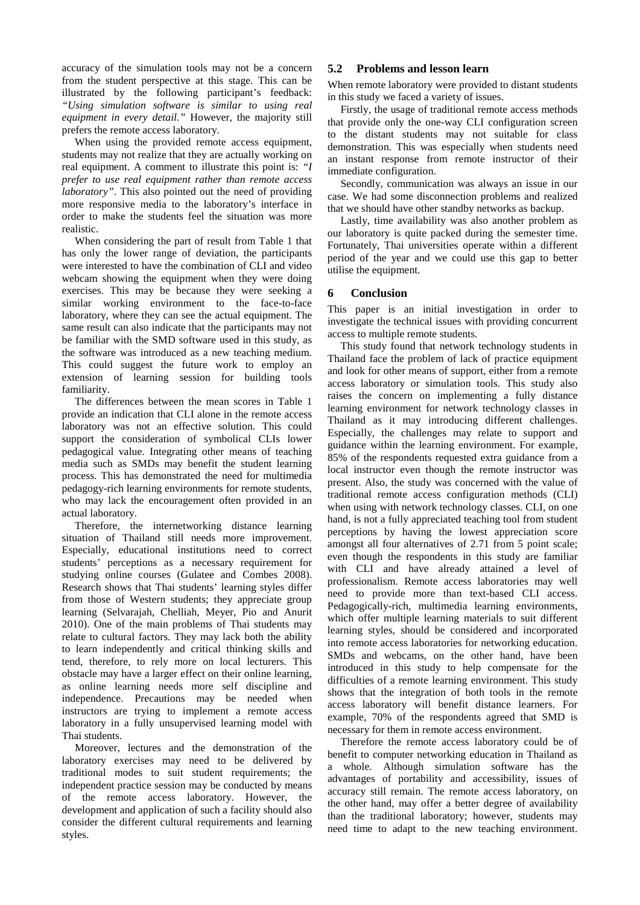accuracy of the simulation tools may not be a concern from the student perspective at this stage. This can be illustrated by the following participant's feedback: *"Using simulation software is similar to using real equipment in every detail."* However, the majority still prefers the remote access laboratory.

When using the provided remote access equipment, students may not realize that they are actually working on real equipment. A comment to illustrate this point is: *"I prefer to use real equipment rather than remote access laboratory"*. This also pointed out the need of providing more responsive media to the laboratory's interface in order to make the students feel the situation was more realistic.

When considering the part of result from Table 1 that has only the lower range of deviation, the participants were interested to have the combination of CLI and video webcam showing the equipment when they were doing exercises. This may be because they were seeking a similar working environment to the face-to-face laboratory, where they can see the actual equipment. The same result can also indicate that the participants may not be familiar with the SMD software used in this study, as the software was introduced as a new teaching medium. This could suggest the future work to employ an extension of learning session for building tools familiarity.

The differences between the mean scores in Table 1 provide an indication that CLI alone in the remote access laboratory was not an effective solution. This could support the consideration of symbolical CLIs lower pedagogical value. Integrating other means of teaching media such as SMDs may benefit the student learning process. This has demonstrated the need for multimedia pedagogy-rich learning environments for remote students, who may lack the encouragement often provided in an actual laboratory.

Therefore, the internetworking distance learning situation of Thailand still needs more improvement. Especially, educational institutions need to correct students' perceptions as a necessary requirement for studying online courses (Gulatee and Combes 2008). Research shows that Thai students' learning styles differ from those of Western students; they appreciate group learning (Selvarajah, Chelliah, Meyer, Pio and Anurit 2010). One of the main problems of Thai students may relate to cultural factors. They may lack both the ability to learn independently and critical thinking skills and tend, therefore, to rely more on local lecturers. This obstacle may have a larger effect on their online learning, as online learning needs more self discipline and independence. Precautions may be needed when instructors are trying to implement a remote access laboratory in a fully unsupervised learning model with Thai students.

Moreover, lectures and the demonstration of the laboratory exercises may need to be delivered by traditional modes to suit student requirements; the independent practice session may be conducted by means of the remote access laboratory. However, the development and application of such a facility should also consider the different cultural requirements and learning styles.

## 5.2 Problems and lesson learn

When remote laboratory were provided to distant students in this study we faced a variety of issues.

Firstly, the usage of traditional remote access methods that provide only the one-way CLI configuration screen to the distant students may not suitable for class demonstration. This was especially when students need an instant response from remote instructor of their immediate configuration.

Secondly, communication was always an issue in our case. We had some disconnection problems and realized that we should have other standby networks as backup.

Lastly, time availability was also another problem as our laboratory is quite packed during the semester time. Fortunately, Thai universities operate within a different period of the year and we could use this gap to better utilise the equipment.

# 6 Conclusion

This paper is an initial investigation in order to investigate the technical issues with providing concurrent access to multiple remote students.

This study found that network technology students in Thailand face the problem of lack of practice equipment and look for other means of support, either from a remote access laboratory or simulation tools. This study also raises the concern on implementing a fully distance learning environment for network technology classes in Thailand as it may introducing different challenges. Especially, the challenges may relate to support and guidance within the learning environment. For example, 85% of the respondents requested extra guidance from a local instructor even though the remote instructor was present. Also, the study was concerned with the value of traditional remote access configuration methods (CLI) when using with network technology classes. CLI, on one hand, is not a fully appreciated teaching tool from student perceptions by having the lowest appreciation score amongst all four alternatives of 2.71 from 5 point scale; even though the respondents in this study are familiar with CLI and have already attained a level of professionalism. Remote access laboratories may well need to provide more than text-based CLI access. Pedagogically-rich, multimedia learning environments, which offer multiple learning materials to suit different learning styles, should be considered and incorporated into remote access laboratories for networking education. SMDs and webcams, on the other hand, have been introduced in this study to help compensate for the difficulties of a remote learning environment. This study shows that the integration of both tools in the remote access laboratory will benefit distance learners. For example, 70% of the respondents agreed that SMD is necessary for them in remote access environment.

Therefore the remote access laboratory could be of benefit to computer networking education in Thailand as a whole. Although simulation software has the advantages of portability and accessibility, issues of accuracy still remain. The remote access laboratory, on the other hand, may offer a better degree of availability than the traditional laboratory; however, students may need time to adapt to the new teaching environment.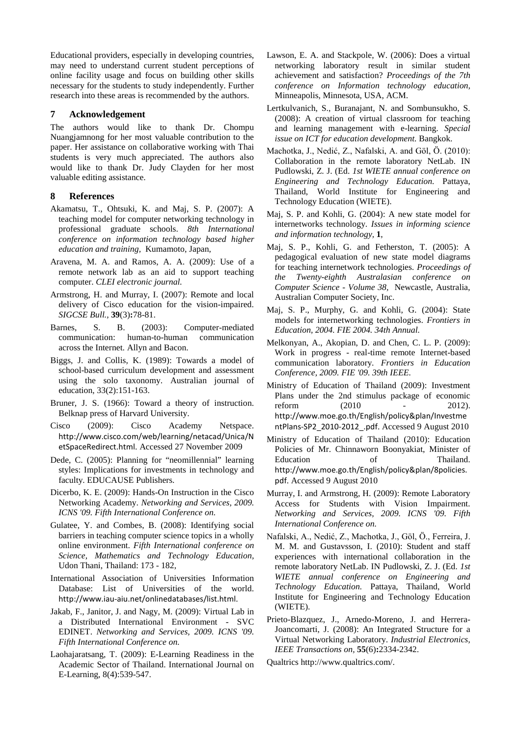Educational providers, especially in developing countries, may need to understand current student perceptions of online facility usage and focus on building other skills necessary for the students to study independently. Further research into these areas is recommended by the authors.

## 7 Acknowledgement

The authors would like to thank Dr. Chompu Nuangjamnong for her most valuable contribution to the paper. Her assistance on collaborative working with Thai students is very much appreciated. The authors also would like to thank Dr. Judy Clayden for her most valuable editing assistance.

## 8 References

Akamatsu, T., Ohtsuki, K. and Maj, S. P. (2007): A teaching model for computer networking technology in professional graduate schools. *8th International conference on information technology based higher education and training,* Kumamoto, Japan,

Aravena, M. A. and Ramos, A. A. (2009): Use of a remote network lab as an aid to support teaching computer. *CLEI electronic journal.*

Armstrong, H. and Murray, I. (2007): Remote and local delivery of Cisco education for the vision-impaired. *SIGCSE Bull.,* **39**(3)**:**78-81.

Barnes, S. B. (2003): Computer-mediated communication: human-to-human communication across the Internet. Allyn and Bacon.

Biggs, J. and Collis, K. (1989): Towards a model of school-based curriculum development and assessment using the solo taxonomy. Australian journal of education, 33(2):151-163.

Bruner, J. S. (1966): Toward a theory of instruction. Belknap press of Harvard University.

Cisco (2009): Cisco Academy Netspace. http://www.cisco.com/web/learning/netacad/Unica/NetSpaceRedirect.html. Accessed 27 November 2009

Dede, C. (2005): Planning for "neomillennial" learning styles: Implications for investments in technology and faculty. EDUCAUSE Publishers.

Dicerbo, K. E. (2009): Hands-On Instruction in the Cisco Networking Academy. *Networking and Services, 2009. ICNS '09. Fifth International Conference on.*

Gulatee, Y. and Combes, B. (2008): Identifying social barriers in teaching computer science topics in a wholly online environment. *Fifth International conference on Science, Mathematics and Technology Education,* Udon Thani, Thailand: 173 - 182,

International Association of Universities Information Database: List of Universities of the world. http://www.iau-aiu.net/onlinedatabases/list.html.

Jakab, F., Janitor, J. and Nagy, M. (2009): Virtual Lab in a Distributed International Environment - SVC EDINET. *Networking and Services, 2009. ICNS '09. Fifth International Conference on.*

Laohajaratsang, T. (2009): E-Learning Readiness in the Academic Sector of Thailand. International Journal on E-Learning, 8(4):539-547.

Lawson, E. A. and Stackpole, W. (2006): Does a virtual networking laboratory result in similar student achievement and satisfaction? *Proceedings of the 7th conference on Information technology education,* Minneapolis, Minnesota, USA, ACM.

Lertkulvanich, S., Buranajant, N. and Sombunsukho, S. (2008): A creation of virtual classroom for teaching and learning management with e-learning. *Special issue on ICT for education development.* Bangkok.

Machotka, J., Nedić, Z., Nafalski, A. and Göl, Ö. (2010): Collaboration in the remote laboratory NetLab. IN Pudlowski, Z. J. (Ed. *1st WIETE annual conference on Engineering and Technology Education.* Pattaya, Thailand, World Institute for Engineering and Technology Education (WIETE).

Maj, S. P. and Kohli, G. (2004): A new state model for internetworks technology. *Issues in informing science and information technology,* **1**,

Maj, S. P., Kohli, G. and Fetherston, T. (2005): A pedagogical evaluation of new state model diagrams for teaching internetwork technologies. *Proceedings of the Twenty-eighth Australasian conference on Computer Science - Volume 38,* Newcastle, Australia, Australian Computer Society, Inc.

Maj, S. P., Murphy, G. and Kohli, G. (2004): State models for internetworking technologies. *Frontiers in Education, 2004. FIE 2004. 34th Annual.*

Melkonyan, A., Akopian, D. and Chen, C. L. P. (2009): Work in progress - real-time remote Internet-based communication laboratory. *Frontiers in Education Conference, 2009. FIE '09. 39th IEEE.*

Ministry of Education of Thailand (2009): Investment Plans under the 2nd stimulus package of economic reform (2010 - 2012). http://www.moe.go.th/English/policy&plan/InvestmentPlans-SP2_2010-2012_.pdf. Accessed 9 August 2010

Ministry of Education of Thailand (2010): Education Policies of Mr. Chinnaworn Boonyakiat, Minister of Education of Thailand. http://www.moe.go.th/English/policy&plan/8policies.pdf. Accessed 9 August 2010

Murray, I. and Armstrong, H. (2009): Remote Laboratory Access for Students with Vision Impairment. *Networking and Services, 2009. ICNS '09. Fifth International Conference on.*

Nafalski, A., Nedić, Z., Machotka, J., Göl, Ö., Ferreira, J. M. M. and Gustavsson, I. (2010): Student and staff experiences with international collaboration in the remote laboratory NetLab. IN Pudlowski, Z. J. (Ed. *1st WIETE annual conference on Engineering and Technology Education.* Pattaya, Thailand, World Institute for Engineering and Technology Education (WIETE).

Prieto-Blazquez, J., Arnedo-Moreno, J. and Herrera-Joancomarti, J. (2008): An Integrated Structure for a Virtual Networking Laboratory. *Industrial Electronics, IEEE Transactions on,* **55**(6)**:**2334-2342.

Qualtrics http://www.qualtrics.com/.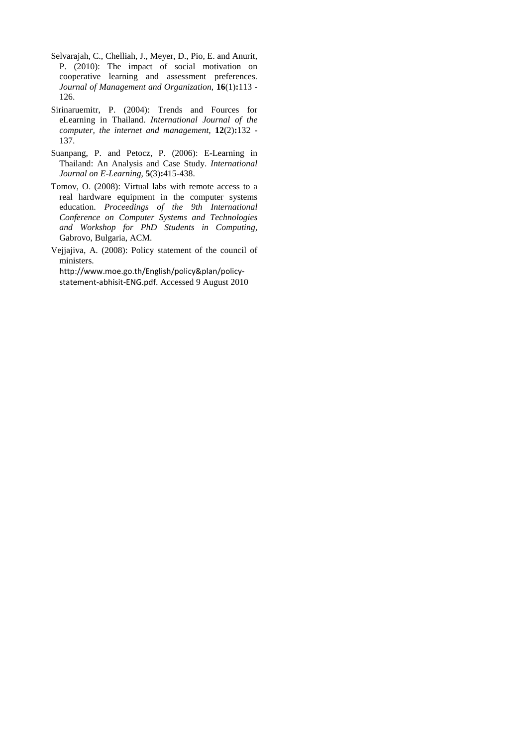Selvarajah, C., Chelliah, J., Meyer, D., Pio, E. and Anurit, P. (2010): The impact of social motivation on cooperative learning and assessment preferences. *Journal of Management and Organization,* **16**(1)**:**113 - 126.

Sirinaruemitr, P. (2004): Trends and Fources for eLearning in Thailand. *International Journal of the computer, the internet and management,* **12**(2)**:**132 - 137.

Suanpang, P. and Petocz, P. (2006): E-Learning in Thailand: An Analysis and Case Study. *International Journal on E-Learning,* **5**(3)**:**415-438.

Tomov, O. (2008): Virtual labs with remote access to a real hardware equipment in the computer systems education. *Proceedings of the 9th International Conference on Computer Systems and Technologies and Workshop for PhD Students in Computing*, Gabrovo, Bulgaria, ACM.

Vejjajiva, A. (2008): Policy statement of the council of ministers. http://www.moe.go.th/English/policy&plan/policy-statement-abhisit-ENG.pdf. Accessed 9 August 2010